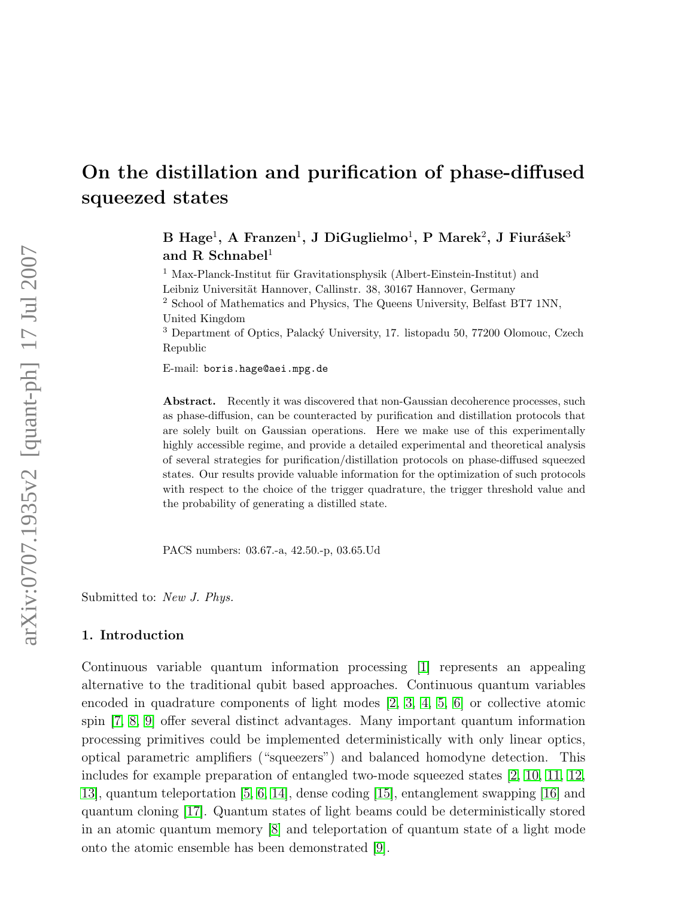# On the distillation and purification of phase-diffused squeezed states

**B Hage**[1], **A Franzen**[1], **J DiGuglielmo**[1], **P Marek**[2], **J Fiurášek**[3] **and R Schnabel**[1]

[1] Max-Planck-Institut für Gravitationsphysik (Albert-Einstein-Institut) and Leibniz Universität Hannover, Callinstr. 38, 30167 Hannover, Germany

[2] School of Mathematics and Physics, The Queens University, Belfast BT7 1NN, United Kingdom

[3] Department of Optics, Palacký University, 17. listopadu 50, 77200 Olomouc, Czech Republic

E-mail: boris.hage@aei.mpg.de

**Abstract.** Recently it was discovered that non-Gaussian decoherence processes, such as phase-diffusion, can be counteracted by purification and distillation protocols that are solely built on Gaussian operations. Here we make use of this experimentally highly accessible regime, and provide a detailed experimental and theoretical analysis of several strategies for purification/distillation protocols on phase-diffused squeezed states. Our results provide valuable information for the optimization of such protocols with respect to the choice of the trigger quadrature, the trigger threshold value and the probability of generating a distilled state.

PACS numbers: 03.67.-a, 42.50.-p, 03.65.Ud

Submitted to: *New J. Phys.*

## 1. Introduction

Continuous variable quantum information processing [1] represents an appealing alternative to the traditional qubit based approaches. Continuous quantum variables encoded in quadrature components of light modes [2, 3, 4, 5, 6] or collective atomic spin [7, 8, 9] offer several distinct advantages. Many important quantum information processing primitives could be implemented deterministically with only linear optics, optical parametric amplifiers ("squeezers") and balanced homodyne detection. This includes for example preparation of entangled two-mode squeezed states [2, 10, 11, 12, 13], quantum teleportation [5, 6, 14], dense coding [15], entanglement swapping [16] and quantum cloning [17]. Quantum states of light beams could be deterministically stored in an atomic quantum memory [8] and teleportation of quantum state of a light mode onto the atomic ensemble has been demonstrated [9].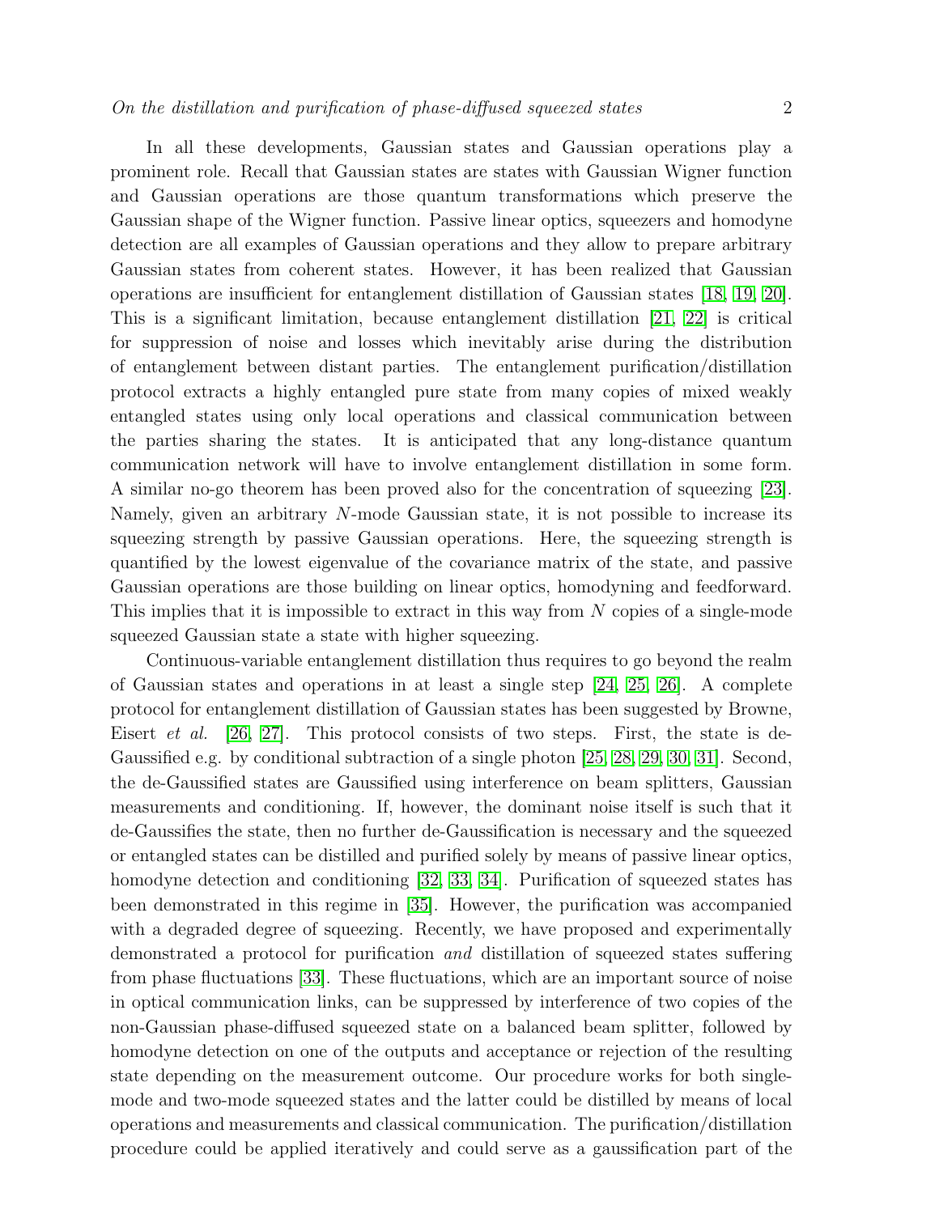In all these developments, Gaussian states and Gaussian operations play a prominent role. Recall that Gaussian states are states with Gaussian Wigner function and Gaussian operations are those quantum transformations which preserve the Gaussian shape of the Wigner function. Passive linear optics, squeezers and homodyne detection are all examples of Gaussian operations and they allow to prepare arbitrary Gaussian states from coherent states. However, it has been realized that Gaussian operations are insufficient for entanglement distillation of Gaussian states [18, 19, 20]. This is a significant limitation, because entanglement distillation [21, 22] is critical for suppression of noise and losses which inevitably arise during the distribution of entanglement between distant parties. The entanglement purification/distillation protocol extracts a highly entangled pure state from many copies of mixed weakly entangled states using only local operations and classical communication between the parties sharing the states. It is anticipated that any long-distance quantum communication network will have to involve entanglement distillation in some form. A similar no-go theorem has been proved also for the concentration of squeezing [23]. Namely, given an arbitrary $N$-mode Gaussian state, it is not possible to increase its squeezing strength by passive Gaussian operations. Here, the squeezing strength is quantified by the lowest eigenvalue of the covariance matrix of the state, and passive Gaussian operations are those building on linear optics, homodyning and feedforward. This implies that it is impossible to extract in this way from $N$ copies of a single-mode squeezed Gaussian state a state with higher squeezing.

Continuous-variable entanglement distillation thus requires to go beyond the realm of Gaussian states and operations in at least a single step [24, 25, 26]. A complete protocol for entanglement distillation of Gaussian states has been suggested by Browne, Eisert *et al.* [26, 27]. This protocol consists of two steps. First, the state is de-Gaussified e.g. by conditional subtraction of a single photon [25, 28, 29, 30, 31]. Second, the de-Gaussified states are Gaussified using interference on beam splitters, Gaussian measurements and conditioning. If, however, the dominant noise itself is such that it de-Gaussifies the state, then no further de-Gaussification is necessary and the squeezed or entangled states can be distilled and purified solely by means of passive linear optics, homodyne detection and conditioning [32, 33, 34]. Purification of squeezed states has been demonstrated in this regime in [35]. However, the purification was accompanied with a degraded degree of squeezing. Recently, we have proposed and experimentally demonstrated a protocol for purification *and* distillation of squeezed states suffering from phase fluctuations [33]. These fluctuations, which are an important source of noise in optical communication links, can be suppressed by interference of two copies of the non-Gaussian phase-diffused squeezed state on a balanced beam splitter, followed by homodyne detection on one of the outputs and acceptance or rejection of the resulting state depending on the measurement outcome. Our procedure works for both single-mode and two-mode squeezed states and the latter could be distilled by means of local operations and measurements and classical communication. The purification/distillation procedure could be applied iteratively and could serve as a gaussification part of the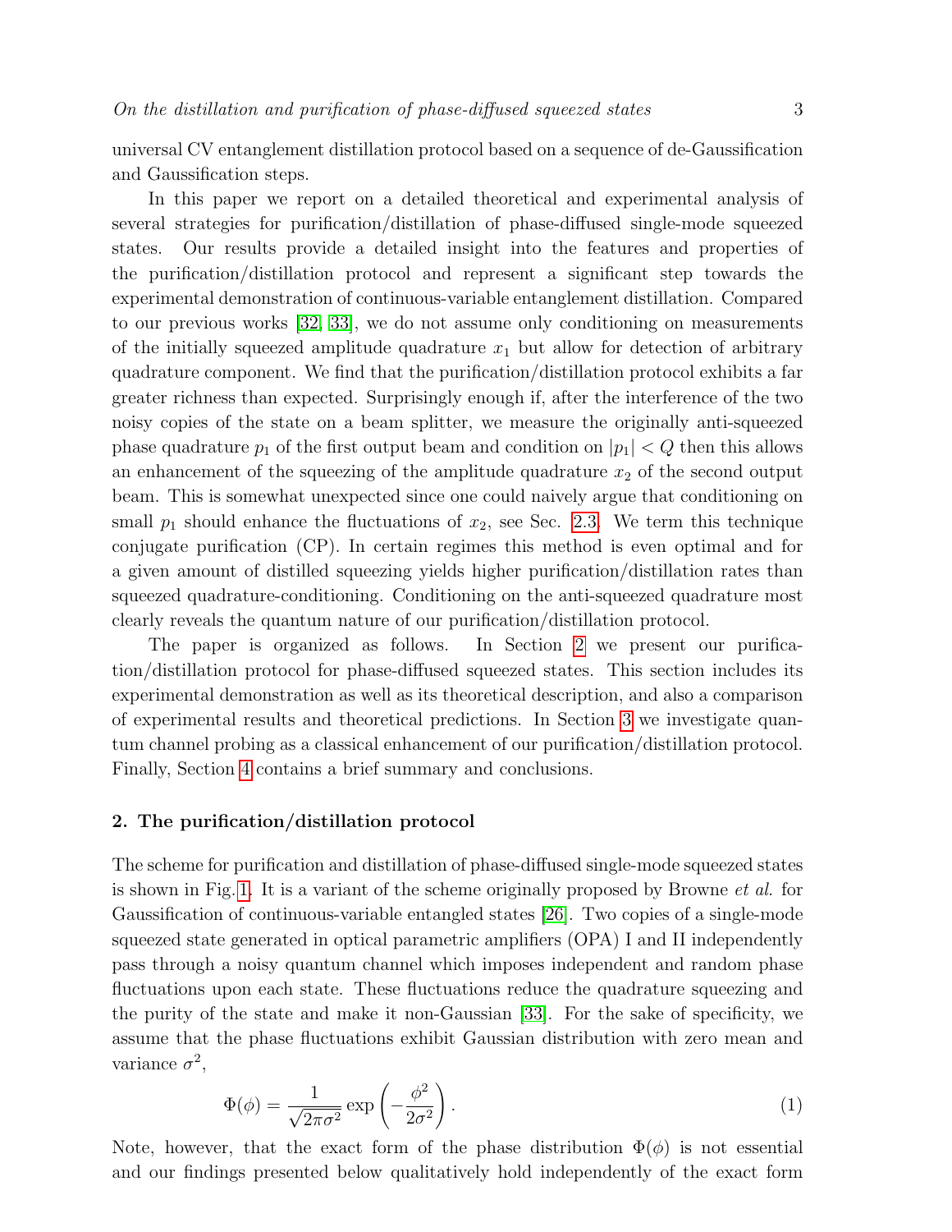universal CV entanglement distillation protocol based on a sequence of de-Gaussification and Gaussification steps.

In this paper we report on a detailed theoretical and experimental analysis of several strategies for purification/distillation of phase-diffused single-mode squeezed states. Our results provide a detailed insight into the features and properties of the purification/distillation protocol and represent a significant step towards the experimental demonstration of continuous-variable entanglement distillation. Compared to our previous works [32, 33], we do not assume only conditioning on measurements of the initially squeezed amplitude quadrature $x_1$ but allow for detection of arbitrary quadrature component. We find that the purification/distillation protocol exhibits a far greater richness than expected. Surprisingly enough if, after the interference of the two noisy copies of the state on a beam splitter, we measure the originally anti-squeezed phase quadrature $p_1$ of the first output beam and condition on $|p_1| < Q$ then this allows an enhancement of the squeezing of the amplitude quadrature $x_2$ of the second output beam. This is somewhat unexpected since one could naively argue that conditioning on small $p_1$ should enhance the fluctuations of $x_2$, see Sec. 2.3. We term this technique conjugate purification (CP). In certain regimes this method is even optimal and for a given amount of distilled squeezing yields higher purification/distillation rates than squeezed quadrature-conditioning. Conditioning on the anti-squeezed quadrature most clearly reveals the quantum nature of our purification/distillation protocol.

The paper is organized as follows. In Section 2 we present our purification/distillation protocol for phase-diffused squeezed states. This section includes its experimental demonstration as well as its theoretical description, and also a comparison of experimental results and theoretical predictions. In Section 3 we investigate quantum channel probing as a classical enhancement of our purification/distillation protocol. Finally, Section 4 contains a brief summary and conclusions.

## 2. The purification/distillation protocol

The scheme for purification and distillation of phase-diffused single-mode squeezed states is shown in Fig. 1. It is a variant of the scheme originally proposed by Browne *et al.* for Gaussification of continuous-variable entangled states [26]. Two copies of a single-mode squeezed state generated in optical parametric amplifiers (OPA) I and II independently pass through a noisy quantum channel which imposes independent and random phase fluctuations upon each state. These fluctuations reduce the quadrature squeezing and the purity of the state and make it non-Gaussian [33]. For the sake of specificity, we assume that the phase fluctuations exhibit Gaussian distribution with zero mean and variance $\sigma^2$,

$$\Phi(\phi) = \frac{1}{\sqrt{2\pi\sigma^2}} \exp\left(-\frac{\phi^2}{2\sigma^2}\right). \tag{1}$$

Note, however, that the exact form of the phase distribution $\Phi(\phi)$ is not essential and our findings presented below qualitatively hold independently of the exact form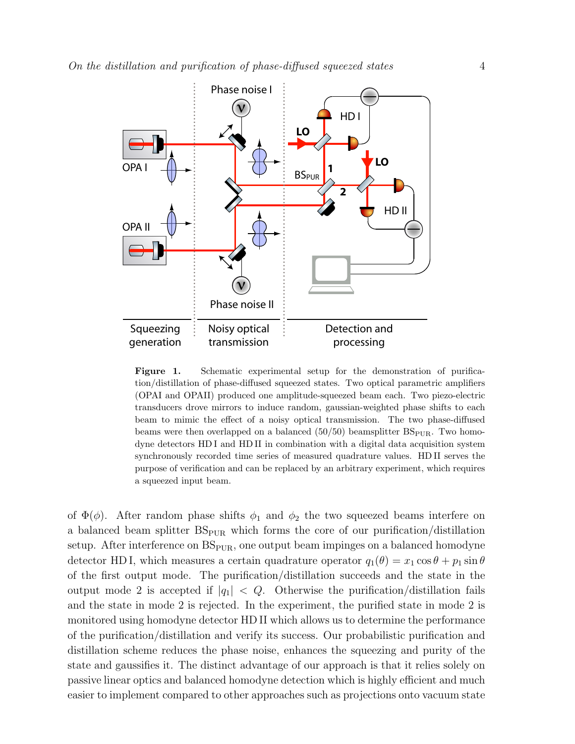**Figure 1.** Schematic experimental setup for the demonstration of purification/distillation of phase-diffused squeezed states. Two optical parametric amplifiers (OPAI and OPAII) produced one amplitude-squeezed beam each. Two piezo-electric transducers drove mirrors to induce random, gaussian-weighted phase shifts to each beam to mimic the effect of a noisy optical transmission. The two phase-diffused beams were then overlapped on a balanced (50/50) beamsplitter $\mathrm{BS}_{\mathrm{PUR}}$. Two homodyne detectors HD I and HD II in combination with a digital data acquisition system synchronously recorded time series of measured quadrature values. HD II serves the purpose of verification and can be replaced by an arbitrary experiment, which requires a squeezed input beam.

of $\Phi(\phi)$. After random phase shifts $\phi_1$ and $\phi_2$ the two squeezed beams interfere on a balanced beam splitter $\mathrm{BS}_{\mathrm{PUR}}$ which forms the core of our purification/distillation setup. After interference on $\mathrm{BS}_{\mathrm{PUR}}$, one output beam impinges on a balanced homodyne detector HD I, which measures a certain quadrature operator $q_1(\theta) = x_1 \cos\theta + p_1 \sin\theta$ of the first output mode. The purification/distillation succeeds and the state in the output mode 2 is accepted if $|q_1| < Q$. Otherwise the purification/distillation fails and the state in mode 2 is rejected. In the experiment, the purified state in mode 2 is monitored using homodyne detector HD II which allows us to determine the performance of the purification/distillation and verify its success. Our probabilistic purification and distillation scheme reduces the phase noise, enhances the squeezing and purity of the state and gaussifies it. The distinct advantage of our approach is that it relies solely on passive linear optics and balanced homodyne detection which is highly efficient and much easier to implement compared to other approaches such as projections onto vacuum state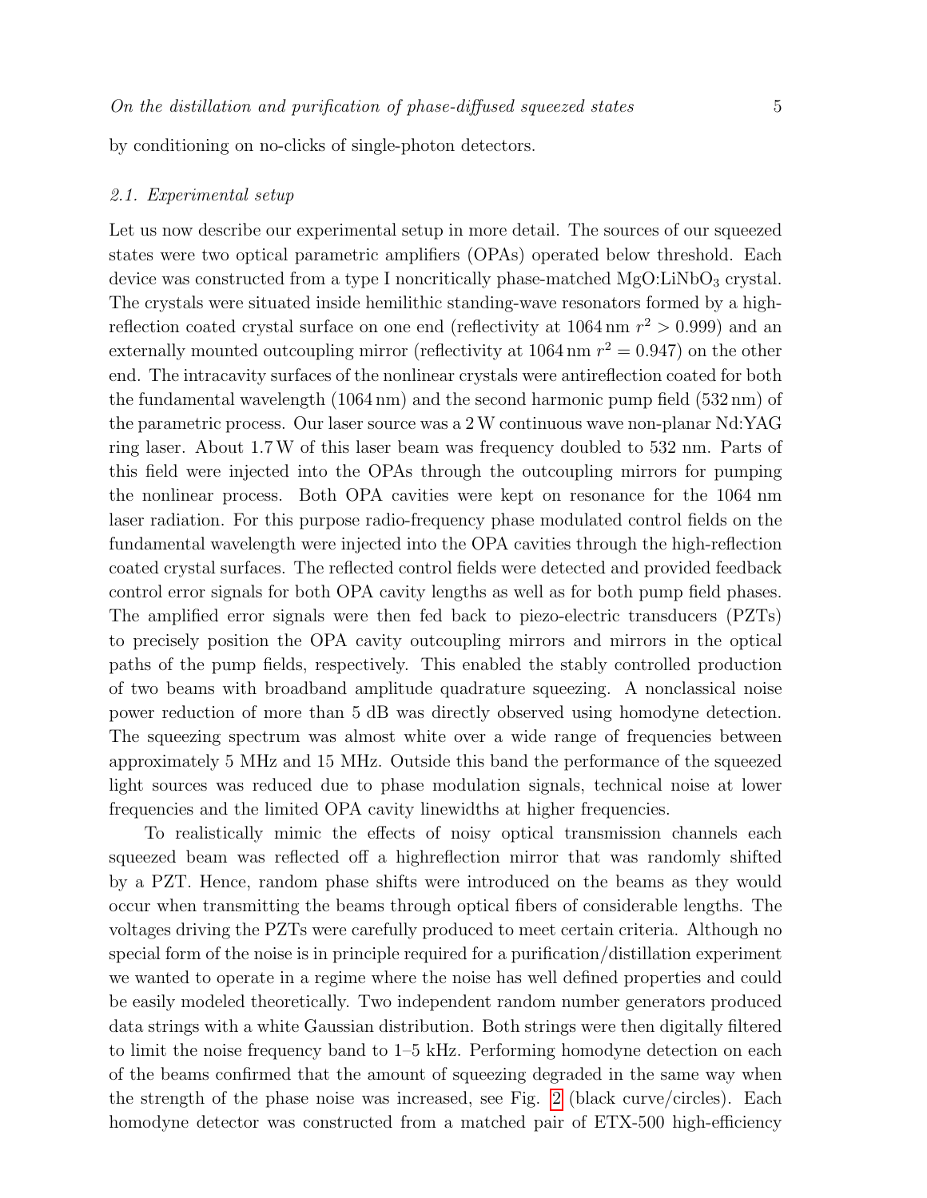by conditioning on no-clicks of single-photon detectors.

### 2.1. Experimental setup

Let us now describe our experimental setup in more detail. The sources of our squeezed states were two optical parametric amplifiers (OPAs) operated below threshold. Each device was constructed from a type I noncritically phase-matched MgO:LiNbO$_3$ crystal. The crystals were situated inside hemilithic standing-wave resonators formed by a high-reflection coated crystal surface on one end (reflectivity at 1064 nm $r^2 > 0.999$) and an externally mounted outcoupling mirror (reflectivity at 1064 nm $r^2 = 0.947$) on the other end. The intracavity surfaces of the nonlinear crystals were antireflection coated for both the fundamental wavelength (1064 nm) and the second harmonic pump field (532 nm) of the parametric process. Our laser source was a 2 W continuous wave non-planar Nd:YAG ring laser. About 1.7 W of this laser beam was frequency doubled to 532 nm. Parts of this field were injected into the OPAs through the outcoupling mirrors for pumping the nonlinear process. Both OPA cavities were kept on resonance for the 1064 nm laser radiation. For this purpose radio-frequency phase modulated control fields on the fundamental wavelength were injected into the OPA cavities through the high-reflection coated crystal surfaces. The reflected control fields were detected and provided feedback control error signals for both OPA cavity lengths as well as for both pump field phases. The amplified error signals were then fed back to piezo-electric transducers (PZTs) to precisely position the OPA cavity outcoupling mirrors and mirrors in the optical paths of the pump fields, respectively. This enabled the stably controlled production of two beams with broadband amplitude quadrature squeezing. A nonclassical noise power reduction of more than 5 dB was directly observed using homodyne detection. The squeezing spectrum was almost white over a wide range of frequencies between approximately 5 MHz and 15 MHz. Outside this band the performance of the squeezed light sources was reduced due to phase modulation signals, technical noise at lower frequencies and the limited OPA cavity linewidths at higher frequencies.

To realistically mimic the effects of noisy optical transmission channels each squeezed beam was reflected off a highreflection mirror that was randomly shifted by a PZT. Hence, random phase shifts were introduced on the beams as they would occur when transmitting the beams through optical fibers of considerable lengths. The voltages driving the PZTs were carefully produced to meet certain criteria. Although no special form of the noise is in principle required for a purification/distillation experiment we wanted to operate in a regime where the noise has well defined properties and could be easily modeled theoretically. Two independent random number generators produced data strings with a white Gaussian distribution. Both strings were then digitally filtered to limit the noise frequency band to 1–5 kHz. Performing homodyne detection on each of the beams confirmed that the amount of squeezing degraded in the same way when the strength of the phase noise was increased, see Fig. 2 (black curve/circles). Each homodyne detector was constructed from a matched pair of ETX-500 high-efficiency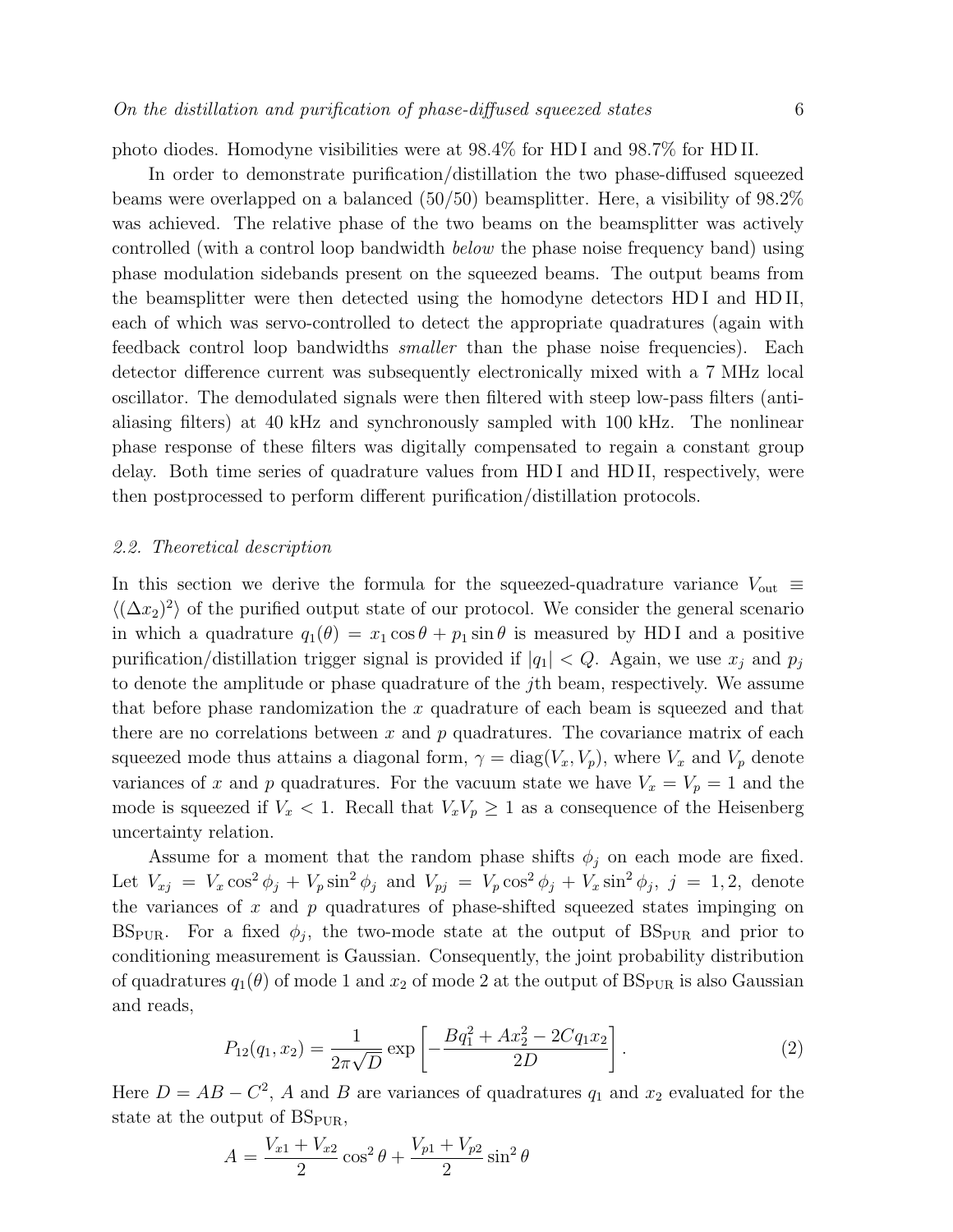photo diodes. Homodyne visibilities were at 98.4% for HD I and 98.7% for HD II.

In order to demonstrate purification/distillation the two phase-diffused squeezed beams were overlapped on a balanced (50/50) beamsplitter. Here, a visibility of 98.2% was achieved. The relative phase of the two beams on the beamsplitter was actively controlled (with a control loop bandwidth *below* the phase noise frequency band) using phase modulation sidebands present on the squeezed beams. The output beams from the beamsplitter were then detected using the homodyne detectors HD I and HD II, each of which was servo-controlled to detect the appropriate quadratures (again with feedback control loop bandwidths *smaller* than the phase noise frequencies). Each detector difference current was subsequently electronically mixed with a 7 MHz local oscillator. The demodulated signals were then filtered with steep low-pass filters (anti-aliasing filters) at 40 kHz and synchronously sampled with 100 kHz. The nonlinear phase response of these filters was digitally compensated to regain a constant group delay. Both time series of quadrature values from HD I and HD II, respectively, were then postprocessed to perform different purification/distillation protocols.

### *2.2. Theoretical description*

In this section we derive the formula for the squeezed-quadrature variance $V_{\rm out} \equiv \langle (\Delta x_2)^2 \rangle$ of the purified output state of our protocol. We consider the general scenario in which a quadrature $q_1(\theta) = x_1 \cos\theta + p_1 \sin\theta$ is measured by HD I and a positive purification/distillation trigger signal is provided if $|q_1| < Q$. Again, we use $x_j$ and $p_j$ to denote the amplitude or phase quadrature of the $j$th beam, respectively. We assume that before phase randomization the $x$ quadrature of each beam is squeezed and that there are no correlations between $x$ and $p$ quadratures. The covariance matrix of each squeezed mode thus attains a diagonal form, $\gamma = \mathrm{diag}(V_x, V_p)$, where $V_x$ and $V_p$ denote variances of $x$ and $p$ quadratures. For the vacuum state we have $V_x = V_p = 1$ and the mode is squeezed if $V_x < 1$. Recall that $V_x V_p \geq 1$ as a consequence of the Heisenberg uncertainty relation.

Assume for a moment that the random phase shifts $\phi_j$ on each mode are fixed. Let $V_{xj} = V_x \cos^2\phi_j + V_p \sin^2\phi_j$ and $V_{pj} = V_p \cos^2\phi_j + V_x \sin^2\phi_j$, $j = 1, 2$, denote the variances of $x$ and $p$ quadratures of phase-shifted squeezed states impinging on $\mathrm{BS_{PUR}}$. For a fixed $\phi_j$, the two-mode state at the output of $\mathrm{BS_{PUR}}$ and prior to conditioning measurement is Gaussian. Consequently, the joint probability distribution of quadratures $q_1(\theta)$ of mode 1 and $x_2$ of mode 2 at the output of $\mathrm{BS_{PUR}}$ is also Gaussian and reads,

$$P_{12}(q_1, x_2) = \frac{1}{2\pi\sqrt{D}} \exp\left[ -\frac{Bq_1^2 + Ax_2^2 - 2Cq_1x_2}{2D} \right]. \tag{2}$$

Here $D = AB - C^2$, $A$ and $B$ are variances of quadratures $q_1$ and $x_2$ evaluated for the state at the output of $\mathrm{BS_{PUR}}$,

$$A = \frac{V_{x1} + V_{x2}}{2} \cos^2\theta + \frac{V_{p1} + V_{p2}}{2} \sin^2\theta$$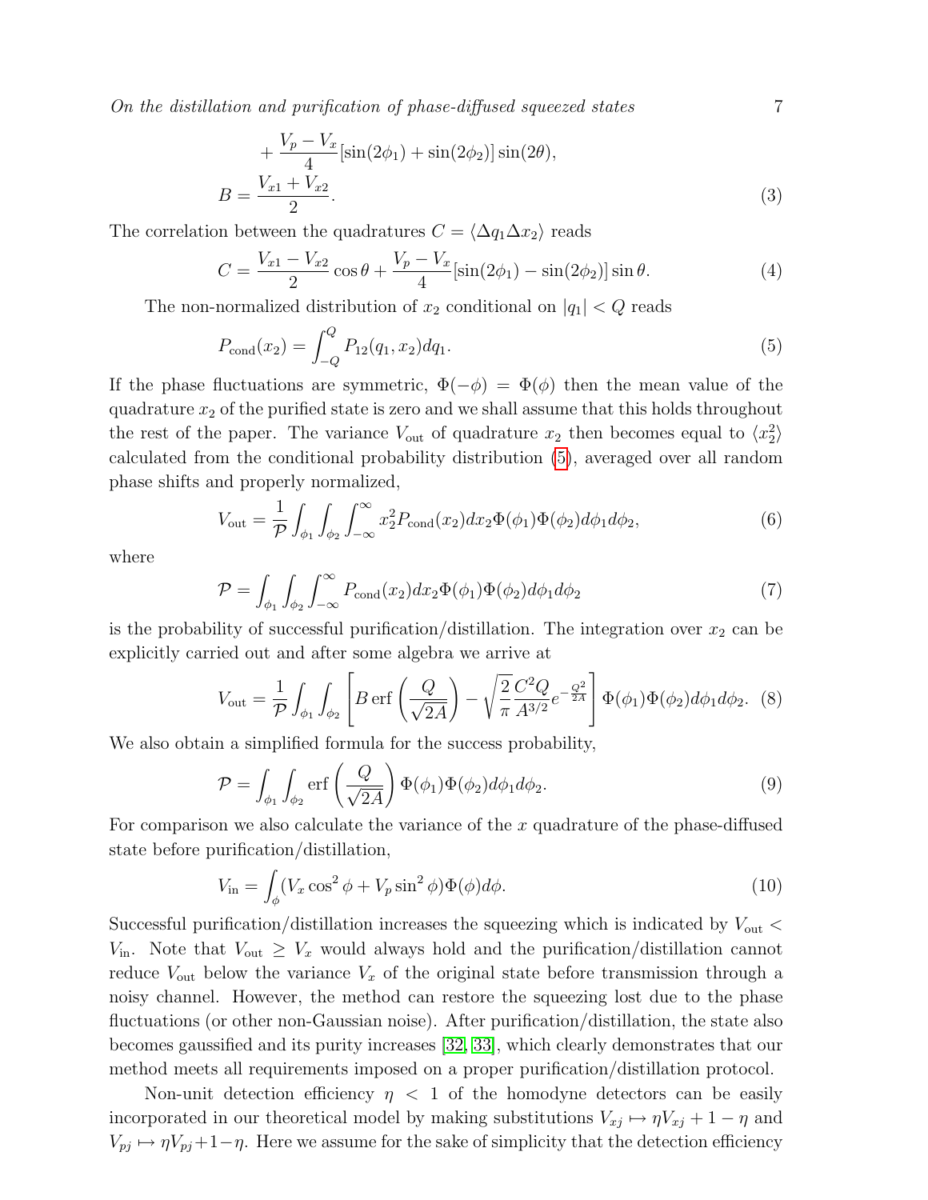$$
+\frac{V_p - V_x}{4}[\sin(2\phi_1) + \sin(2\phi_2)]\sin(2\theta),
$$

$$
B = \frac{V_{x1} + V_{x2}}{2}. \tag{3}
$$

The correlation between the quadratures $C = \langle \Delta q_1 \Delta x_2 \rangle$ reads

$$
C = \frac{V_{x1} - V_{x2}}{2}\cos\theta + \frac{V_p - V_x}{4}[\sin(2\phi_1) - \sin(2\phi_2)]\sin\theta. \tag{4}
$$

The non-normalized distribution of $x_2$ conditional on $|q_1| < Q$ reads

$$
P_{\rm cond}(x_2) = \int_{-Q}^{Q} P_{12}(q_1, x_2)\,dq_1. \tag{5}
$$

If the phase fluctuations are symmetric, $\Phi(-\phi) = \Phi(\phi)$ then the mean value of the quadrature $x_2$ of the purified state is zero and we shall assume that this holds throughout the rest of the paper. The variance $V_{\rm out}$ of quadrature $x_2$ then becomes equal to $\langle x_2^2 \rangle$ calculated from the conditional probability distribution (5), averaged over all random phase shifts and properly normalized,

$$
V_{\rm out} = \frac{1}{\mathcal{P}}\int_{\phi_1}\int_{\phi_2}\int_{-\infty}^{\infty} x_2^2 P_{\rm cond}(x_2)\,dx_2\,\Phi(\phi_1)\Phi(\phi_2)\,d\phi_1 d\phi_2, \tag{6}
$$

where

$$
\mathcal{P} = \int_{\phi_1}\int_{\phi_2}\int_{-\infty}^{\infty} P_{\rm cond}(x_2)\,dx_2\,\Phi(\phi_1)\Phi(\phi_2)\,d\phi_1 d\phi_2 \tag{7}
$$

is the probability of successful purification/distillation. The integration over $x_2$ can be explicitly carried out and after some algebra we arrive at

$$
V_{\rm out} = \frac{1}{\mathcal{P}}\int_{\phi_1}\int_{\phi_2}\left[B\,\mathrm{erf}\left(\frac{Q}{\sqrt{2A}}\right) - \sqrt{\frac{2}{\pi}}\frac{C^2 Q}{A^{3/2}}e^{-\frac{Q^2}{2A}}\right]\Phi(\phi_1)\Phi(\phi_2)\,d\phi_1 d\phi_2. \tag{8}
$$

We also obtain a simplified formula for the success probability,

$$
\mathcal{P} = \int_{\phi_1}\int_{\phi_2}\mathrm{erf}\left(\frac{Q}{\sqrt{2A}}\right)\Phi(\phi_1)\Phi(\phi_2)\,d\phi_1 d\phi_2. \tag{9}
$$

For comparison we also calculate the variance of the $x$ quadrature of the phase-diffused state before purification/distillation,

$$
V_{\rm in} = \int_{\phi}(V_x\cos^2\phi + V_p\sin^2\phi)\Phi(\phi)\,d\phi. \tag{10}
$$

Successful purification/distillation increases the squeezing which is indicated by $V_{\rm out} < V_{\rm in}$. Note that $V_{\rm out} \geq V_x$ would always hold and the purification/distillation cannot reduce $V_{\rm out}$ below the variance $V_x$ of the original state before transmission through a noisy channel. However, the method can restore the squeezing lost due to the phase fluctuations (or other non-Gaussian noise). After purification/distillation, the state also becomes gaussified and its purity increases [32, 33], which clearly demonstrates that our method meets all requirements imposed on a proper purification/distillation protocol.

Non-unit detection efficiency $\eta < 1$ of the homodyne detectors can be easily incorporated in our theoretical model by making substitutions $V_{xj} \mapsto \eta V_{xj} + 1 - \eta$ and $V_{pj} \mapsto \eta V_{pj} + 1 - \eta$. Here we assume for the sake of simplicity that the detection efficiency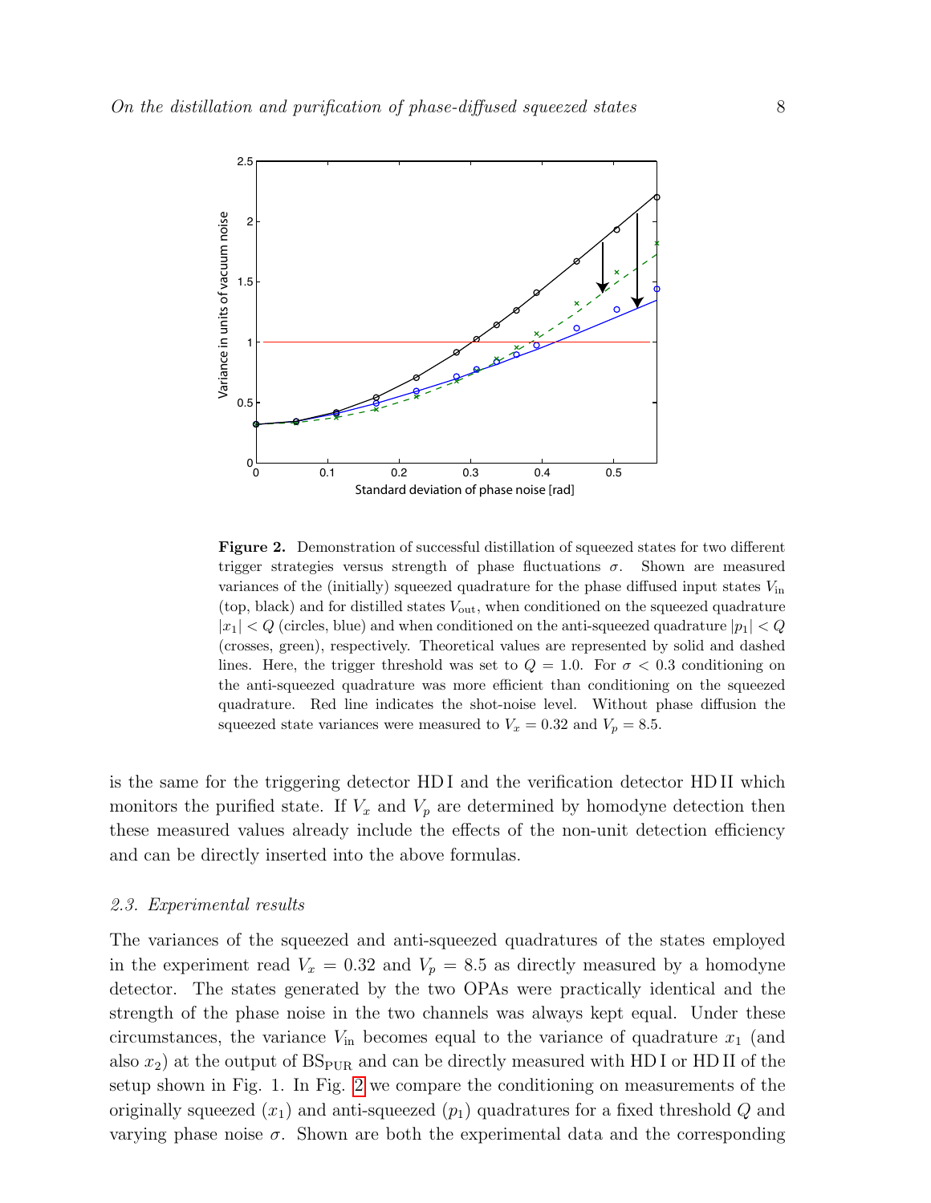**Figure 2.** Demonstration of successful distillation of squeezed states for two different trigger strategies versus strength of phase fluctuations $\sigma$. Shown are measured variances of the (initially) squeezed quadrature for the phase diffused input states $V_{\text{in}}$ (top, black) and for distilled states $V_{\text{out}}$, when conditioned on the squeezed quadrature $|x_1| < Q$ (circles, blue) and when conditioned on the anti-squeezed quadrature $|p_1| < Q$ (crosses, green), respectively. Theoretical values are represented by solid and dashed lines. Here, the trigger threshold was set to $Q = 1.0$. For $\sigma < 0.3$ conditioning on the anti-squeezed quadrature was more efficient than conditioning on the squeezed quadrature. Red line indicates the shot-noise level. Without phase diffusion the squeezed state variances were measured to $V_x = 0.32$ and $V_p = 8.5$.

is the same for the triggering detector HD I and the verification detector HD II which monitors the purified state. If $V_x$ and $V_p$ are determined by homodyne detection then these measured values already include the effects of the non-unit detection efficiency and can be directly inserted into the above formulas.

### 2.3. Experimental results

The variances of the squeezed and anti-squeezed quadratures of the states employed in the experiment read $V_x = 0.32$ and $V_p = 8.5$ as directly measured by a homodyne detector. The states generated by the two OPAs were practically identical and the strength of the phase noise in the two channels was always kept equal. Under these circumstances, the variance $V_{\text{in}}$ becomes equal to the variance of quadrature $x_1$ (and also $x_2$) at the output of $\text{BS}_{\text{PUR}}$ and can be directly measured with HD I or HD II of the setup shown in Fig. 1. In Fig. 2 we compare the conditioning on measurements of the originally squeezed ($x_1$) and anti-squeezed ($p_1$) quadratures for a fixed threshold $Q$ and varying phase noise $\sigma$. Shown are both the experimental data and the corresponding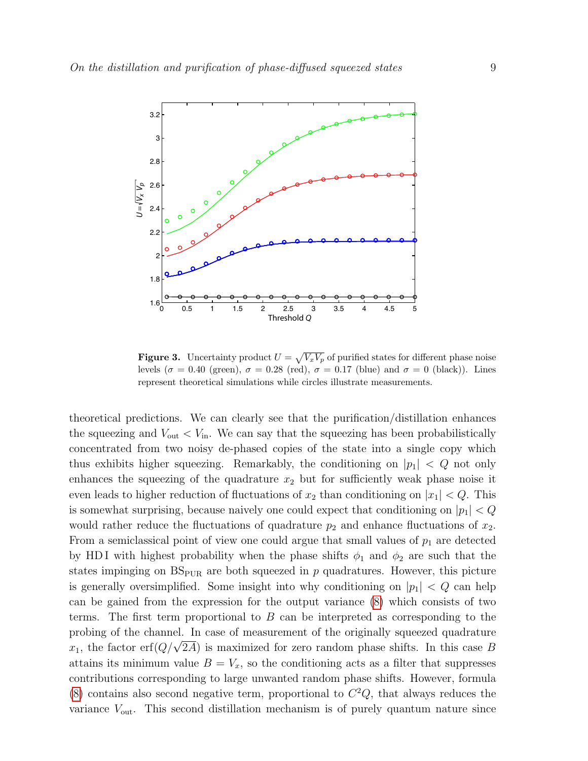**Figure 3.** Uncertainty product $U = \sqrt{V_x V_p}$ of purified states for different phase noise levels ($\sigma = 0.40$ (green), $\sigma = 0.28$ (red), $\sigma = 0.17$ (blue) and $\sigma = 0$ (black)). Lines represent theoretical simulations while circles illustrate measurements.

theoretical predictions. We can clearly see that the purification/distillation enhances the squeezing and $V_{\rm out} < V_{\rm in}$. We can say that the squeezing has been probabilistically concentrated from two noisy de-phased copies of the state into a single copy which thus exhibits higher squeezing. Remarkably, the conditioning on $|p_1| < Q$ not only enhances the squeezing of the quadrature $x_2$ but for sufficiently weak phase noise it even leads to higher reduction of fluctuations of $x_2$ than conditioning on $|x_1| < Q$. This is somewhat surprising, because naively one could expect that conditioning on $|p_1| < Q$ would rather reduce the fluctuations of quadrature $p_2$ and enhance fluctuations of $x_2$. From a semiclassical point of view one could argue that small values of $p_1$ are detected by HD I with highest probability when the phase shifts $\phi_1$ and $\phi_2$ are such that the states impinging on $\mathrm{BS}_{\rm PUR}$ are both squeezed in $p$ quadratures. However, this picture is generally oversimplified. Some insight into why conditioning on $|p_1| < Q$ can help can be gained from the expression for the output variance (8) which consists of two terms. The first term proportional to $B$ can be interpreted as corresponding to the probing of the channel. In case of measurement of the originally squeezed quadrature $x_1$, the factor $\mathrm{erf}(Q/\sqrt{2A})$ is maximized for zero random phase shifts. In this case $B$ attains its minimum value $B = V_x$, so the conditioning acts as a filter that suppresses contributions corresponding to large unwanted random phase shifts. However, formula (8) contains also second negative term, proportional to $C^2 Q$, that always reduces the variance $V_{\rm out}$. This second distillation mechanism is of purely quantum nature since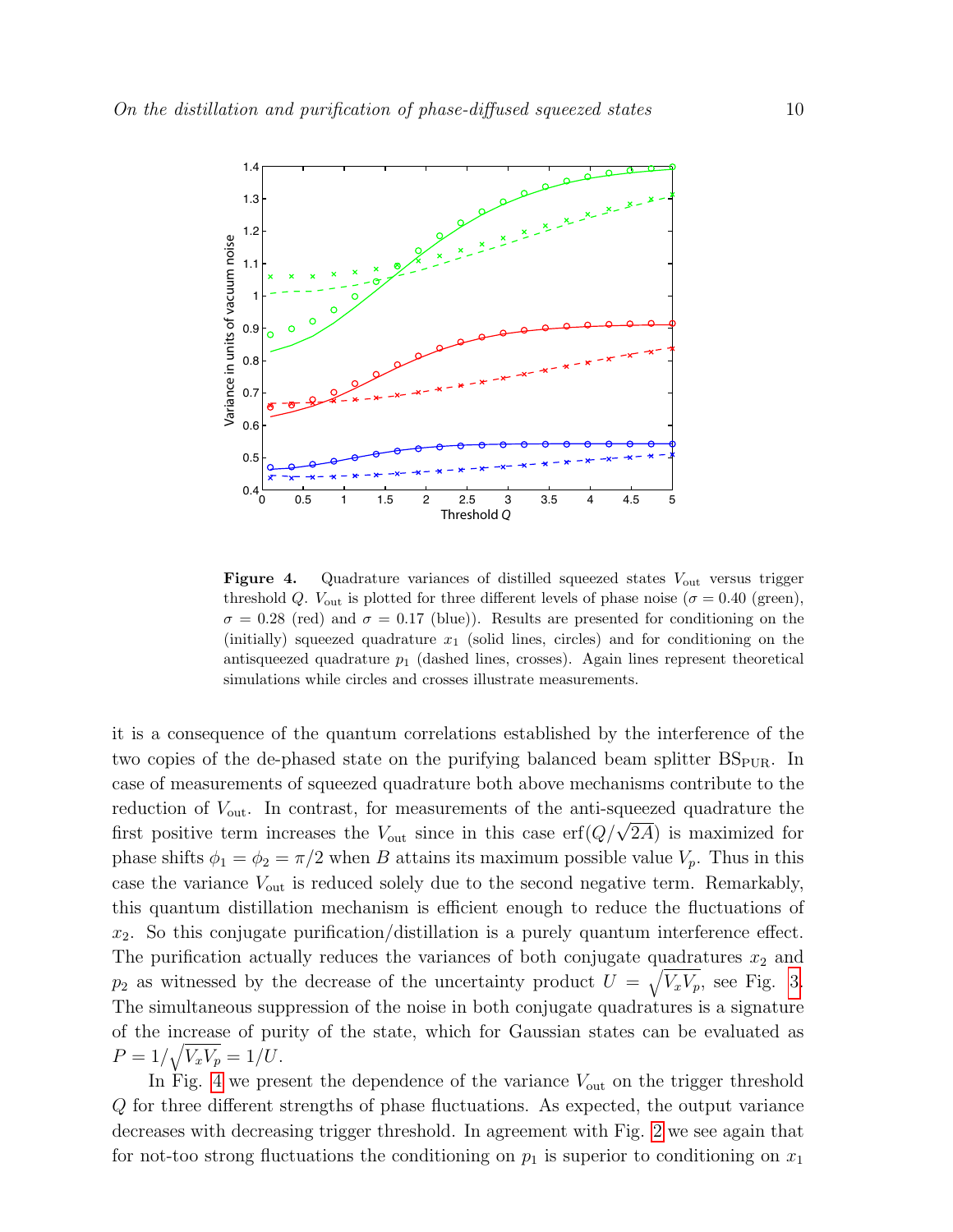**Figure 4.** Quadrature variances of distilled squeezed states $V_{\rm out}$ versus trigger threshold $Q$. $V_{\rm out}$ is plotted for three different levels of phase noise ($\sigma = 0.40$ (green), $\sigma = 0.28$ (red) and $\sigma = 0.17$ (blue)). Results are presented for conditioning on the (initially) squeezed quadrature $x_1$ (solid lines, circles) and for conditioning on the antisqueezed quadrature $p_1$ (dashed lines, crosses). Again lines represent theoretical simulations while circles and crosses illustrate measurements.

it is a consequence of the quantum correlations established by the interference of the two copies of the de-phased state on the purifying balanced beam splitter $\mathrm{BS_{PUR}}$. In case of measurements of squeezed quadrature both above mechanisms contribute to the reduction of $V_{\rm out}$. In contrast, for measurements of the anti-squeezed quadrature the first positive term increases the $V_{\rm out}$ since in this case $\mathrm{erf}(Q/\sqrt{2A})$ is maximized for phase shifts $\phi_1 = \phi_2 = \pi/2$ when $B$ attains its maximum possible value $V_p$. Thus in this case the variance $V_{\rm out}$ is reduced solely due to the second negative term. Remarkably, this quantum distillation mechanism is efficient enough to reduce the fluctuations of $x_2$. So this conjugate purification/distillation is a purely quantum interference effect. The purification actually reduces the variances of both conjugate quadratures $x_2$ and $p_2$ as witnessed by the decrease of the uncertainty product $U = \sqrt{V_x V_p}$, see Fig. 3. The simultaneous suppression of the noise in both conjugate quadratures is a signature of the increase of purity of the state, which for Gaussian states can be evaluated as $P = 1/\sqrt{V_x V_p} = 1/U$.

In Fig. 4 we present the dependence of the variance $V_{\rm out}$ on the trigger threshold $Q$ for three different strengths of phase fluctuations. As expected, the output variance decreases with decreasing trigger threshold. In agreement with Fig. 2 we see again that for not-too strong fluctuations the conditioning on $p_1$ is superior to conditioning on $x_1$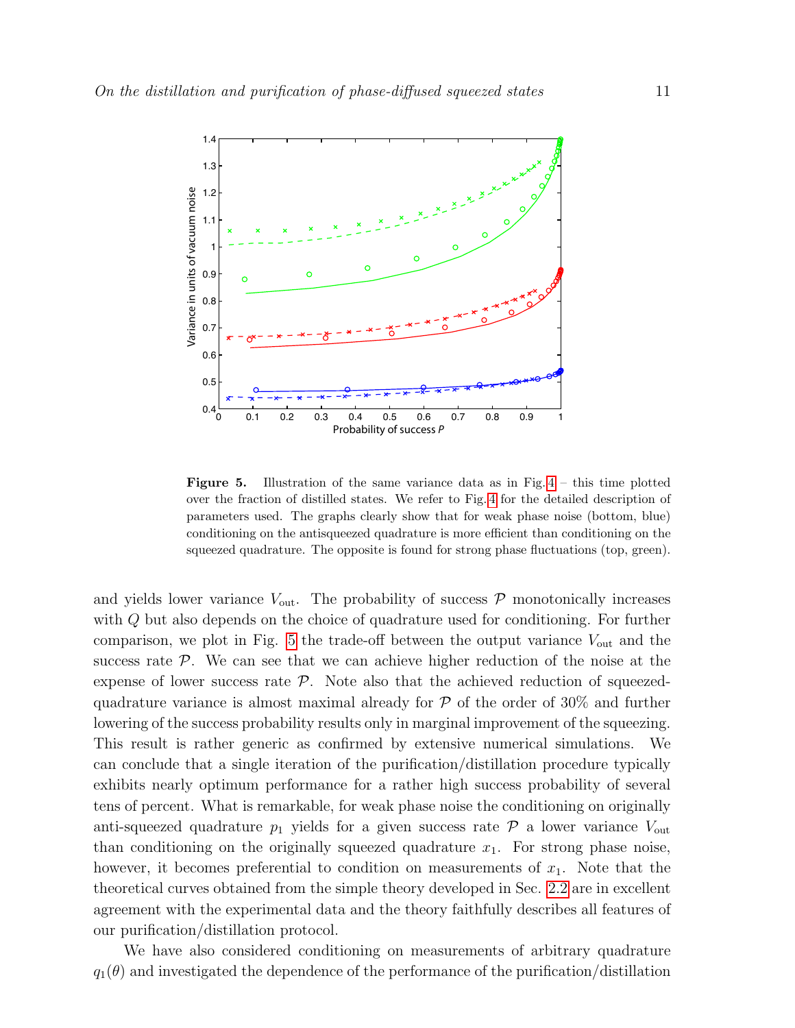**Figure 5.** Illustration of the same variance data as in Fig. 4 – this time plotted over the fraction of distilled states. We refer to Fig. 4 for the detailed description of parameters used. The graphs clearly show that for weak phase noise (bottom, blue) conditioning on the antisqueezed quadrature is more efficient than conditioning on the squeezed quadrature. The opposite is found for strong phase fluctuations (top, green).

and yields lower variance $V_{\rm out}$. The probability of success $\mathcal{P}$ monotonically increases with $Q$ but also depends on the choice of quadrature used for conditioning. For further comparison, we plot in Fig. 5 the trade-off between the output variance $V_{\rm out}$ and the success rate $\mathcal{P}$. We can see that we can achieve higher reduction of the noise at the expense of lower success rate $\mathcal{P}$. Note also that the achieved reduction of squeezed-quadrature variance is almost maximal already for $\mathcal{P}$ of the order of 30% and further lowering of the success probability results only in marginal improvement of the squeezing. This result is rather generic as confirmed by extensive numerical simulations. We can conclude that a single iteration of the purification/distillation procedure typically exhibits nearly optimum performance for a rather high success probability of several tens of percent. What is remarkable, for weak phase noise the conditioning on originally anti-squeezed quadrature $p_1$ yields for a given success rate $\mathcal{P}$ a lower variance $V_{\rm out}$ than conditioning on the originally squeezed quadrature $x_1$. For strong phase noise, however, it becomes preferential to condition on measurements of $x_1$. Note that the theoretical curves obtained from the simple theory developed in Sec. 2.2 are in excellent agreement with the experimental data and the theory faithfully describes all features of our purification/distillation protocol.

We have also considered conditioning on measurements of arbitrary quadrature $q_1(\theta)$ and investigated the dependence of the performance of the purification/distillation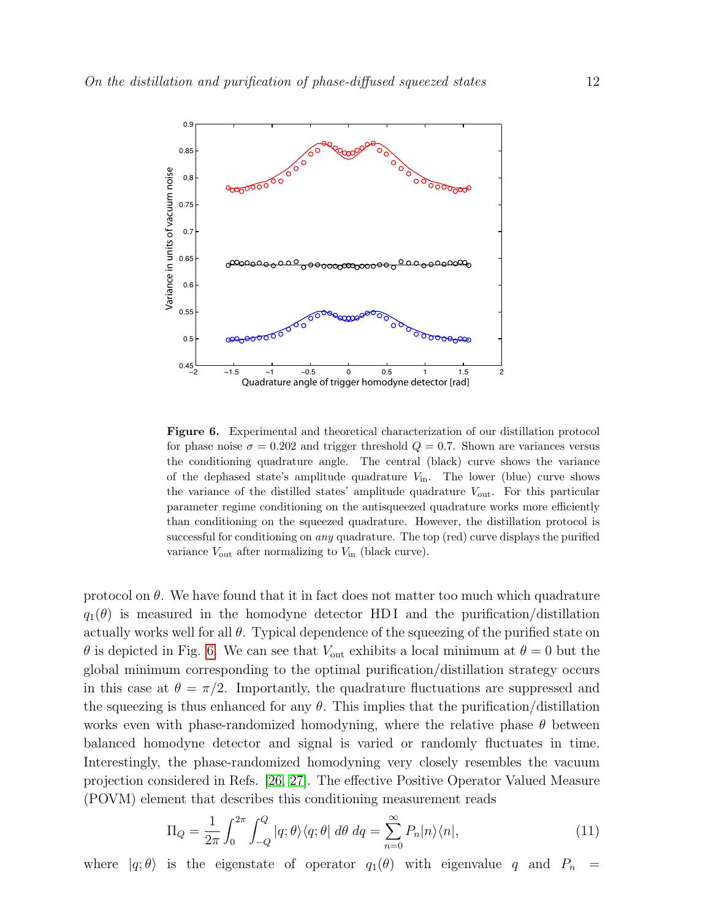**Figure 6.** Experimental and theoretical characterization of our distillation protocol for phase noise $\sigma = 0.202$ and trigger threshold $Q = 0.7$. Shown are variances versus the conditioning quadrature angle. The central (black) curve shows the variance of the dephased state's amplitude quadrature $V_{\text{in}}$. The lower (blue) curve shows the variance of the distilled states' amplitude quadrature $V_{\text{out}}$. For this particular parameter regime conditioning on the antisqueezed quadrature works more efficiently than conditioning on the squeezed quadrature. However, the distillation protocol is successful for conditioning on *any* quadrature. The top (red) curve displays the purified variance $V_{\text{out}}$ after normalizing to $V_{\text{in}}$ (black curve).

protocol on $\theta$. We have found that it in fact does not matter too much which quadrature $q_1(\theta)$ is measured in the homodyne detector HD I and the purification/distillation actually works well for all $\theta$. Typical dependence of the squeezing of the purified state on $\theta$ is depicted in Fig. 6. We can see that $V_{\text{out}}$ exhibits a local minimum at $\theta = 0$ but the global minimum corresponding to the optimal purification/distillation strategy occurs in this case at $\theta = \pi/2$. Importantly, the quadrature fluctuations are suppressed and the squeezing is thus enhanced for any $\theta$. This implies that the purification/distillation works even with phase-randomized homodyning, where the relative phase $\theta$ between balanced homodyne detector and signal is varied or randomly fluctuates in time. Interestingly, the phase-randomized homodyning very closely resembles the vacuum projection considered in Refs. [26, 27]. The effective Positive Operator Valued Measure (POVM) element that describes this conditioning measurement reads

$$\Pi_Q = \frac{1}{2\pi} \int_0^{2\pi} \int_{-Q}^{Q} |q;\theta\rangle\langle q;\theta| \, d\theta \, dq = \sum_{n=0}^{\infty} P_n |n\rangle\langle n|, \tag{11}$$

where $|q;\theta\rangle$ is the eigenstate of operator $q_1(\theta)$ with eigenvalue $q$ and $P_n =$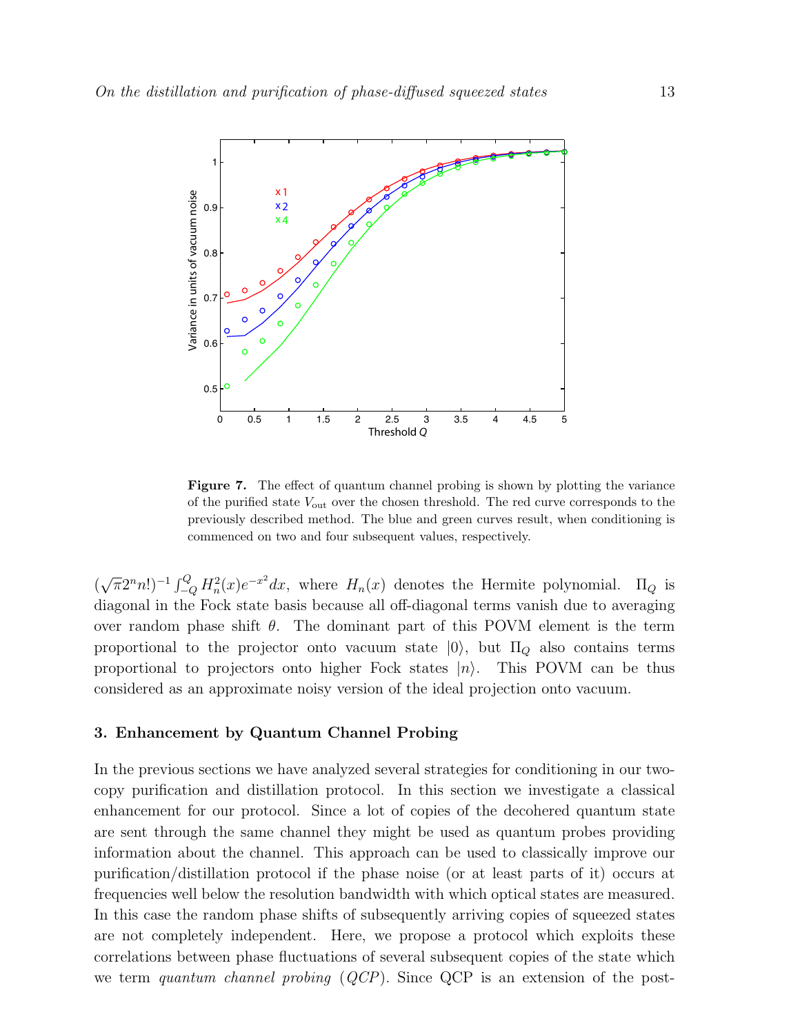**Figure 7.** The effect of quantum channel probing is shown by plotting the variance of the purified state $V_{\text{out}}$ over the chosen threshold. The red curve corresponds to the previously described method. The blue and green curves result, when conditioning is commenced on two and four subsequent values, respectively.

$(\sqrt{\pi}2^n n!)^{-1}\int_{-Q}^{Q} H_n^2(x)e^{-x^2}dx$, where $H_n(x)$ denotes the Hermite polynomial. $\Pi_Q$ is diagonal in the Fock state basis because all off-diagonal terms vanish due to averaging over random phase shift $\theta$. The dominant part of this POVM element is the term proportional to the projector onto vacuum state $|0\rangle$, but $\Pi_Q$ also contains terms proportional to projectors onto higher Fock states $|n\rangle$. This POVM can be thus considered as an approximate noisy version of the ideal projection onto vacuum.

## 3. Enhancement by Quantum Channel Probing

In the previous sections we have analyzed several strategies for conditioning in our two-copy purification and distillation protocol. In this section we investigate a classical enhancement for our protocol. Since a lot of copies of the decohered quantum state are sent through the same channel they might be used as quantum probes providing information about the channel. This approach can be used to classically improve our purification/distillation protocol if the phase noise (or at least parts of it) occurs at frequencies well below the resolution bandwidth with which optical states are measured. In this case the random phase shifts of subsequently arriving copies of squeezed states are not completely independent. Here, we propose a protocol which exploits these correlations between phase fluctuations of several subsequent copies of the state which we term *quantum channel probing* (*QCP*). Since QCP is an extension of the post-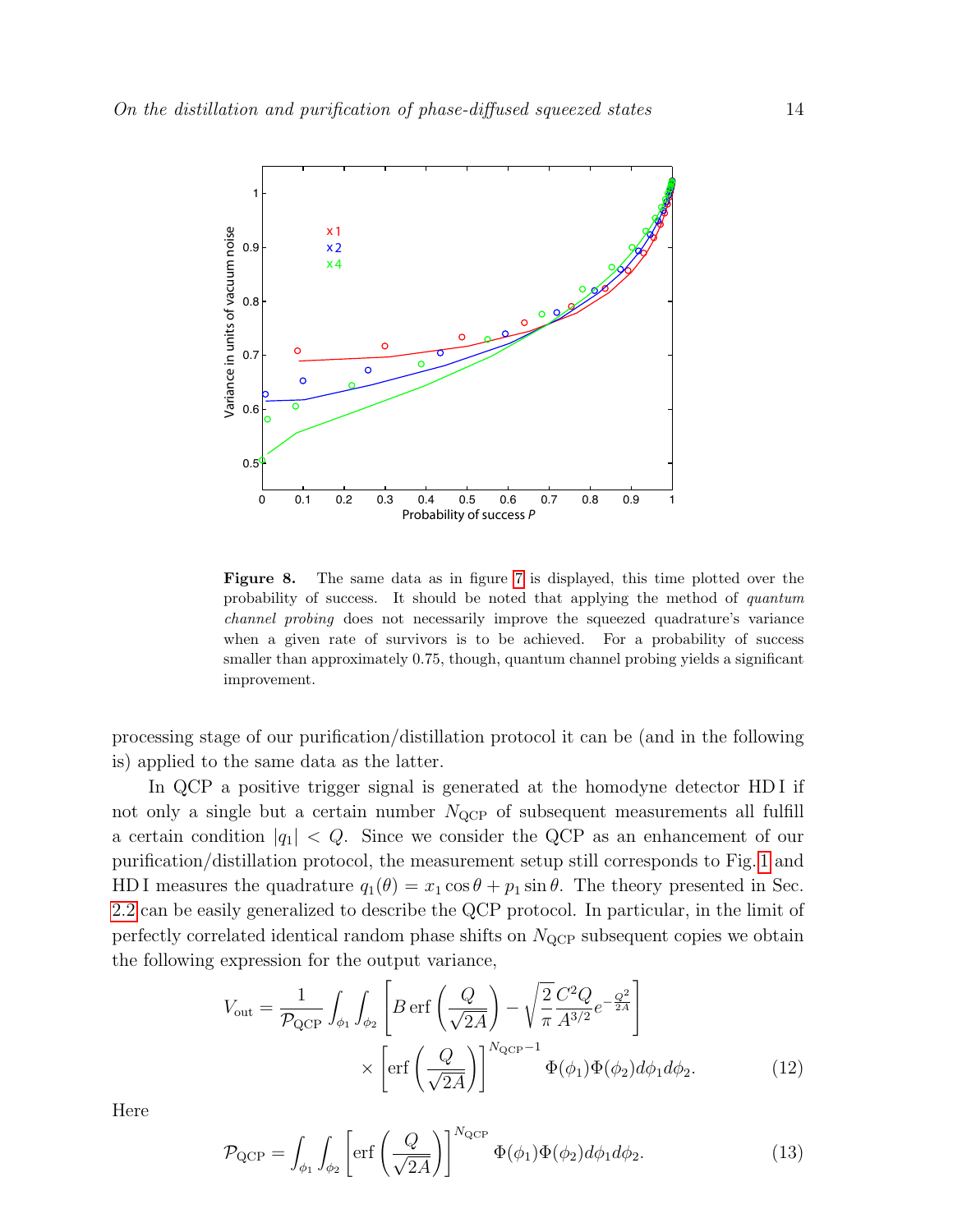**Figure 8.** The same data as in figure 7 is displayed, this time plotted over the probability of success. It should be noted that applying the method of *quantum channel probing* does not necessarily improve the squeezed quadrature's variance when a given rate of survivors is to be achieved. For a probability of success smaller than approximately 0.75, though, quantum channel probing yields a significant improvement.

processing stage of our purification/distillation protocol it can be (and in the following is) applied to the same data as the latter.

In QCP a positive trigger signal is generated at the homodyne detector HD I if not only a single but a certain number $N_{\mathrm{QCP}}$ of subsequent measurements all fulfill a certain condition $|q_1| < Q$. Since we consider the QCP as an enhancement of our purification/distillation protocol, the measurement setup still corresponds to Fig. 1 and HD I measures the quadrature $q_1(\theta) = x_1 \cos\theta + p_1 \sin\theta$. The theory presented in Sec. 2.2 can be easily generalized to describe the QCP protocol. In particular, in the limit of perfectly correlated identical random phase shifts on $N_{\mathrm{QCP}}$ subsequent copies we obtain the following expression for the output variance,

$$V_{\mathrm{out}} = \frac{1}{\mathcal{P}_{\mathrm{QCP}}} \int_{\phi_1} \int_{\phi_2} \left[ B \,\mathrm{erf}\left(\frac{Q}{\sqrt{2A}}\right) - \sqrt{\frac{2}{\pi}} \frac{C^2 Q}{A^{3/2}} e^{-\frac{Q^2}{2A}} \right] \times \left[ \mathrm{erf}\left(\frac{Q}{\sqrt{2A}}\right) \right]^{N_{\mathrm{QCP}}-1} \Phi(\phi_1)\Phi(\phi_2) d\phi_1 d\phi_2. \tag{12}$$

Here

$$\mathcal{P}_{\mathrm{QCP}} = \int_{\phi_1} \int_{\phi_2} \left[ \mathrm{erf}\left(\frac{Q}{\sqrt{2A}}\right) \right]^{N_{\mathrm{QCP}}} \Phi(\phi_1)\Phi(\phi_2) d\phi_1 d\phi_2. \tag{13}$$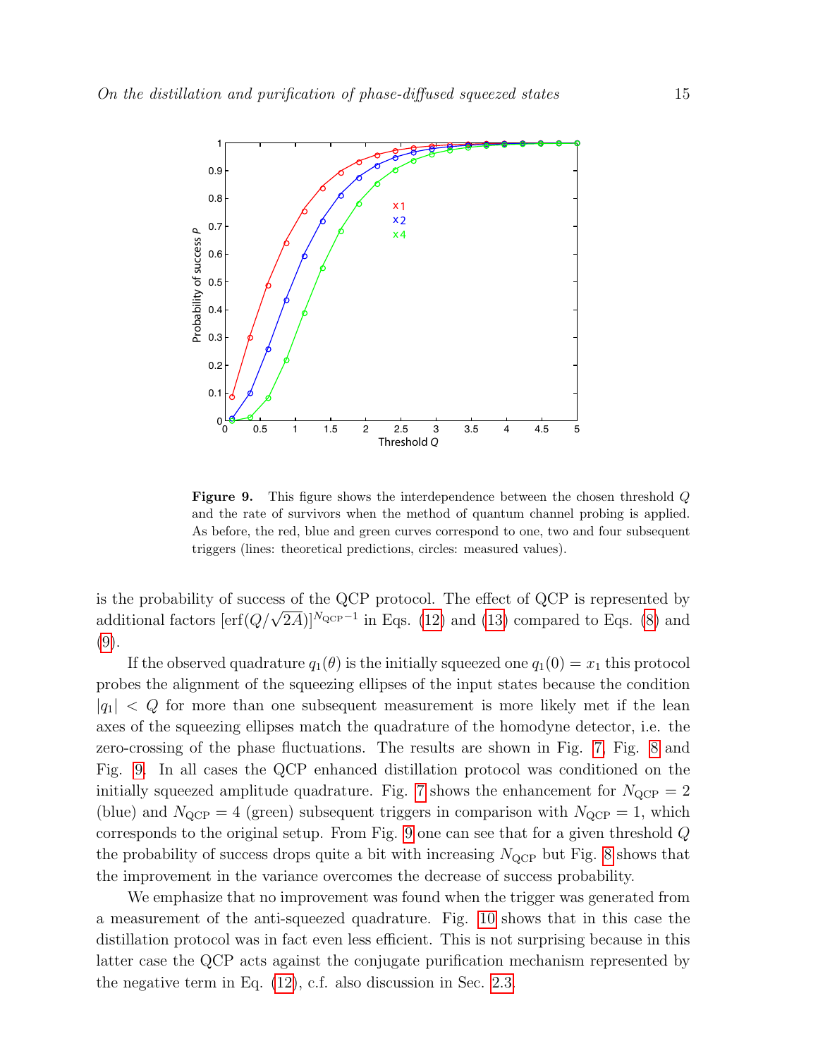**Figure 9.** This figure shows the interdependence between the chosen threshold $Q$ and the rate of survivors when the method of quantum channel probing is applied. As before, the red, blue and green curves correspond to one, two and four subsequent triggers (lines: theoretical predictions, circles: measured values).

is the probability of success of the QCP protocol. The effect of QCP is represented by additional factors $[\mathrm{erf}(Q/\sqrt{2A})]^{N_{\mathrm{QCP}}-1}$ in Eqs. (12) and (13) compared to Eqs. (8) and (9).

If the observed quadrature $q_1(\theta)$ is the initially squeezed one $q_1(0) = x_1$ this protocol probes the alignment of the squeezing ellipses of the input states because the condition $|q_1| < Q$ for more than one subsequent measurement is more likely met if the lean axes of the squeezing ellipses match the quadrature of the homodyne detector, i.e. the zero-crossing of the phase fluctuations. The results are shown in Fig. 7, Fig. 8 and Fig. 9. In all cases the QCP enhanced distillation protocol was conditioned on the initially squeezed amplitude quadrature. Fig. 7 shows the enhancement for $N_{\mathrm{QCP}} = 2$ (blue) and $N_{\mathrm{QCP}} = 4$ (green) subsequent triggers in comparison with $N_{\mathrm{QCP}} = 1$, which corresponds to the original setup. From Fig. 9 one can see that for a given threshold $Q$ the probability of success drops quite a bit with increasing $N_{\mathrm{QCP}}$ but Fig. 8 shows that the improvement in the variance overcomes the decrease of success probability.

We emphasize that no improvement was found when the trigger was generated from a measurement of the anti-squeezed quadrature. Fig. 10 shows that in this case the distillation protocol was in fact even less efficient. This is not surprising because in this latter case the QCP acts against the conjugate purification mechanism represented by the negative term in Eq. (12), c.f. also discussion in Sec. 2.3.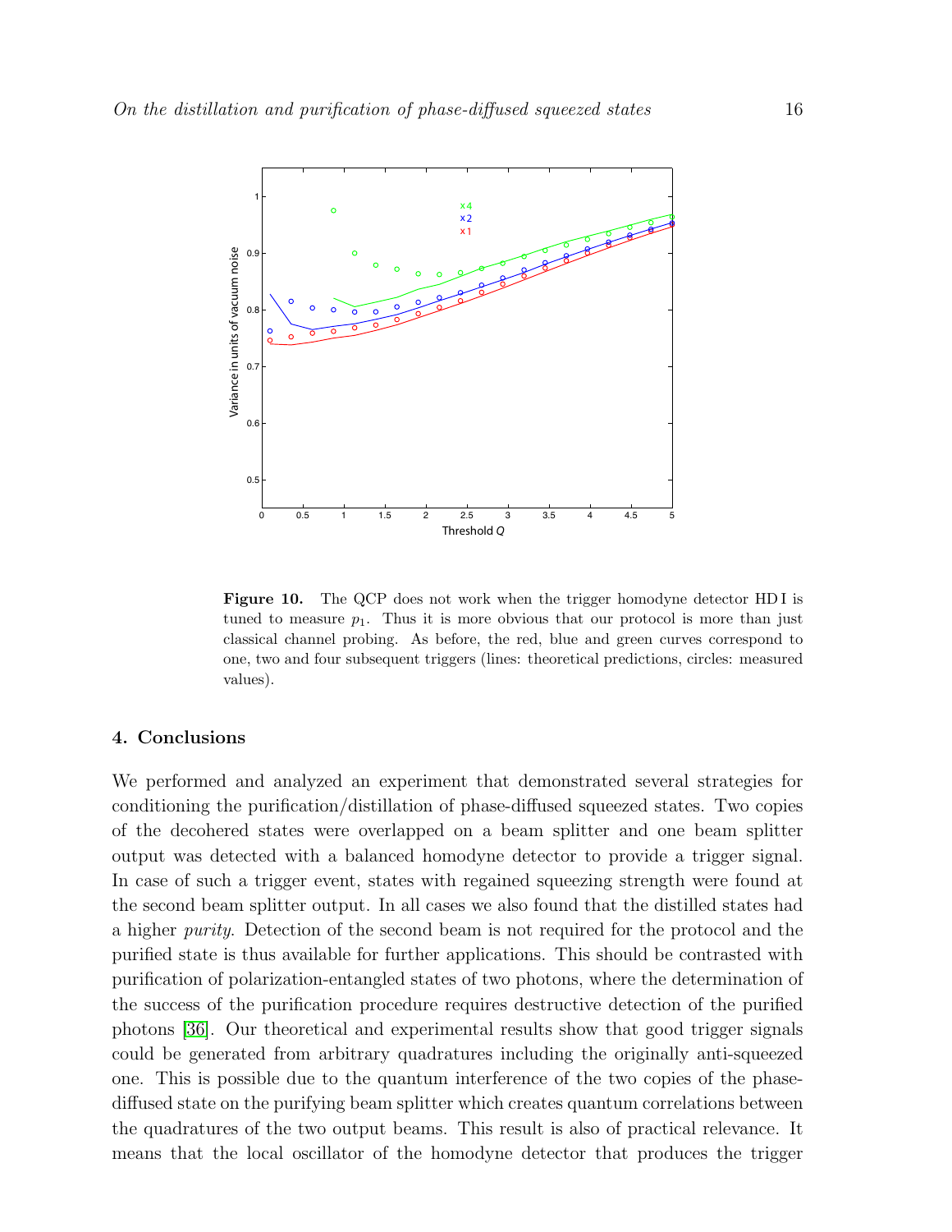**Figure 10.** The QCP does not work when the trigger homodyne detector HD I is tuned to measure $p_1$. Thus it is more obvious that our protocol is more than just classical channel probing. As before, the red, blue and green curves correspond to one, two and four subsequent triggers (lines: theoretical predictions, circles: measured values).

## 4. Conclusions

We performed and analyzed an experiment that demonstrated several strategies for conditioning the purification/distillation of phase-diffused squeezed states. Two copies of the decohered states were overlapped on a beam splitter and one beam splitter output was detected with a balanced homodyne detector to provide a trigger signal. In case of such a trigger event, states with regained squeezing strength were found at the second beam splitter output. In all cases we also found that the distilled states had a higher *purity*. Detection of the second beam is not required for the protocol and the purified state is thus available for further applications. This should be contrasted with purification of polarization-entangled states of two photons, where the determination of the success of the purification procedure requires destructive detection of the purified photons [36]. Our theoretical and experimental results show that good trigger signals could be generated from arbitrary quadratures including the originally anti-squeezed one. This is possible due to the quantum interference of the two copies of the phase-diffused state on the purifying beam splitter which creates quantum correlations between the quadratures of the two output beams. This result is also of practical relevance. It means that the local oscillator of the homodyne detector that produces the trigger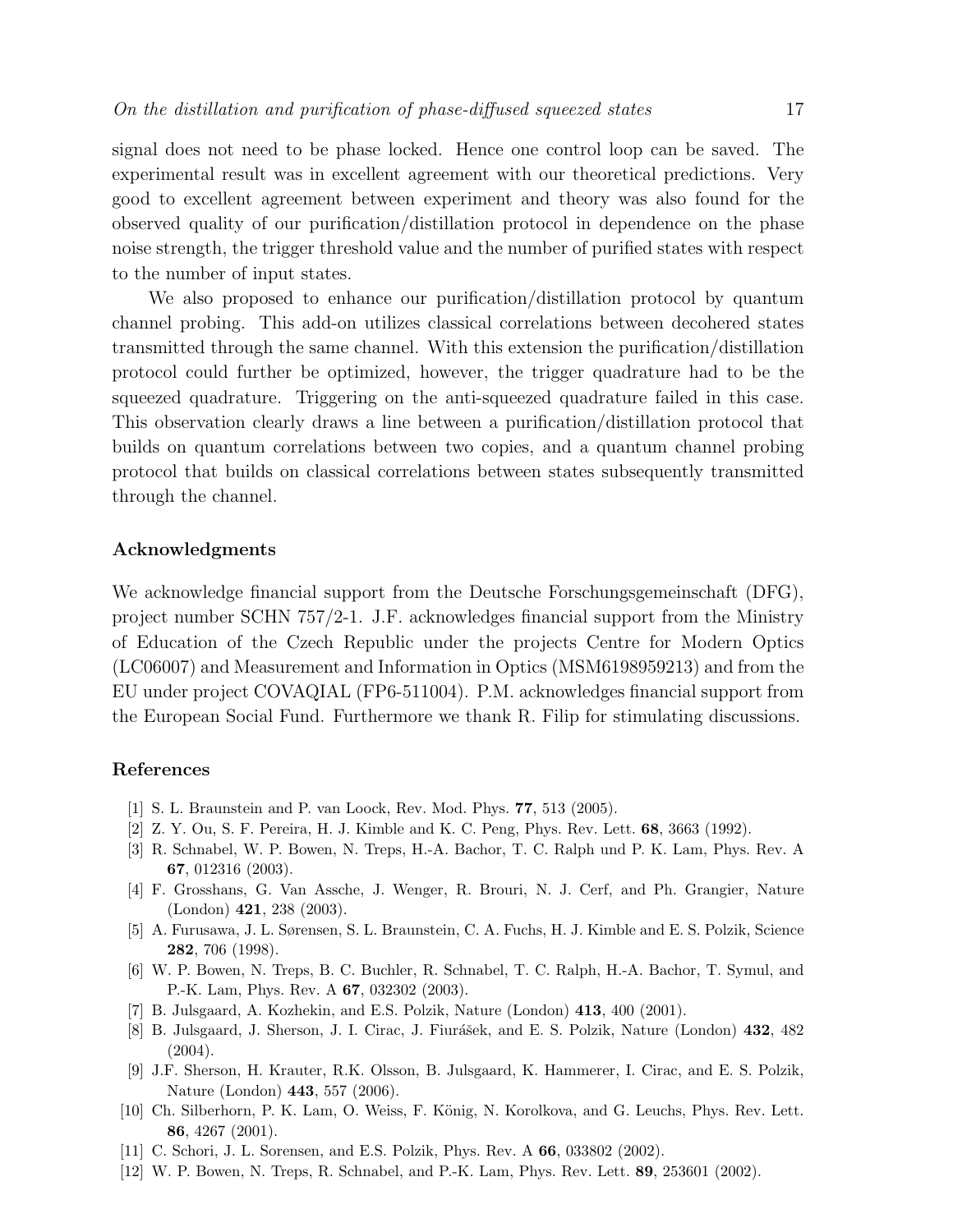signal does not need to be phase locked. Hence one control loop can be saved. The experimental result was in excellent agreement with our theoretical predictions. Very good to excellent agreement between experiment and theory was also found for the observed quality of our purification/distillation protocol in dependence on the phase noise strength, the trigger threshold value and the number of purified states with respect to the number of input states.

We also proposed to enhance our purification/distillation protocol by quantum channel probing. This add-on utilizes classical correlations between decohered states transmitted through the same channel. With this extension the purification/distillation protocol could further be optimized, however, the trigger quadrature had to be the squeezed quadrature. Triggering on the anti-squeezed quadrature failed in this case. This observation clearly draws a line between a purification/distillation protocol that builds on quantum correlations between two copies, and a quantum channel probing protocol that builds on classical correlations between states subsequently transmitted through the channel.

## Acknowledgments

We acknowledge financial support from the Deutsche Forschungsgemeinschaft (DFG), project number SCHN 757/2-1. J.F. acknowledges financial support from the Ministry of Education of the Czech Republic under the projects Centre for Modern Optics (LC06007) and Measurement and Information in Optics (MSM6198959213) and from the EU under project COVAQIAL (FP6-511004). P.M. acknowledges financial support from the European Social Fund. Furthermore we thank R. Filip for stimulating discussions.

## References

[1] S. L. Braunstein and P. van Loock, Rev. Mod. Phys. **77**, 513 (2005).

[2] Z. Y. Ou, S. F. Pereira, H. J. Kimble and K. C. Peng, Phys. Rev. Lett. **68**, 3663 (1992).

[3] R. Schnabel, W. P. Bowen, N. Treps, H.-A. Bachor, T. C. Ralph und P. K. Lam, Phys. Rev. A **67**, 012316 (2003).

[4] F. Grosshans, G. Van Assche, J. Wenger, R. Brouri, N. J. Cerf, and Ph. Grangier, Nature (London) **421**, 238 (2003).

[5] A. Furusawa, J. L. Sørensen, S. L. Braunstein, C. A. Fuchs, H. J. Kimble and E. S. Polzik, Science **282**, 706 (1998).

[6] W. P. Bowen, N. Treps, B. C. Buchler, R. Schnabel, T. C. Ralph, H.-A. Bachor, T. Symul, and P.-K. Lam, Phys. Rev. A **67**, 032302 (2003).

[7] B. Julsgaard, A. Kozhekin, and E.S. Polzik, Nature (London) **413**, 400 (2001).

[8] B. Julsgaard, J. Sherson, J. I. Cirac, J. Fiurášek, and E. S. Polzik, Nature (London) **432**, 482 (2004).

[9] J.F. Sherson, H. Krauter, R.K. Olsson, B. Julsgaard, K. Hammerer, I. Cirac, and E. S. Polzik, Nature (London) **443**, 557 (2006).

[10] Ch. Silberhorn, P. K. Lam, O. Weiss, F. König, N. Korolkova, and G. Leuchs, Phys. Rev. Lett. **86**, 4267 (2001).

[11] C. Schori, J. L. Sorensen, and E.S. Polzik, Phys. Rev. A **66**, 033802 (2002).

[12] W. P. Bowen, N. Treps, R. Schnabel, and P.-K. Lam, Phys. Rev. Lett. **89**, 253601 (2002).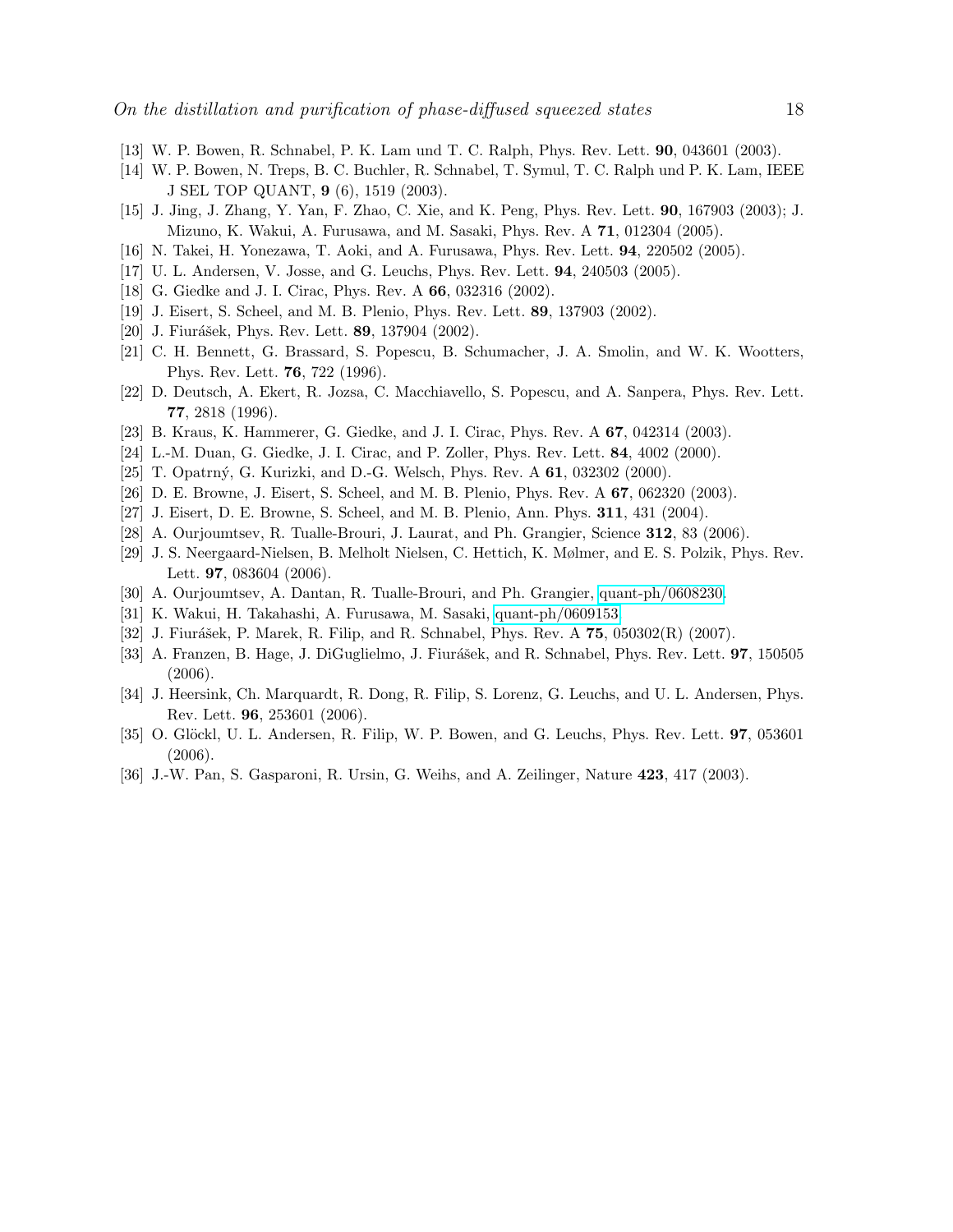[13] W. P. Bowen, R. Schnabel, P. K. Lam und T. C. Ralph, Phys. Rev. Lett. **90**, 043601 (2003).

[14] W. P. Bowen, N. Treps, B. C. Buchler, R. Schnabel, T. Symul, T. C. Ralph und P. K. Lam, IEEE J SEL TOP QUANT, **9** (6), 1519 (2003).

[15] J. Jing, J. Zhang, Y. Yan, F. Zhao, C. Xie, and K. Peng, Phys. Rev. Lett. **90**, 167903 (2003); J. Mizuno, K. Wakui, A. Furusawa, and M. Sasaki, Phys. Rev. A **71**, 012304 (2005).

[16] N. Takei, H. Yonezawa, T. Aoki, and A. Furusawa, Phys. Rev. Lett. **94**, 220502 (2005).

[17] U. L. Andersen, V. Josse, and G. Leuchs, Phys. Rev. Lett. **94**, 240503 (2005).

[18] G. Giedke and J. I. Cirac, Phys. Rev. A **66**, 032316 (2002).

[19] J. Eisert, S. Scheel, and M. B. Plenio, Phys. Rev. Lett. **89**, 137903 (2002).

[20] J. Fiurášek, Phys. Rev. Lett. **89**, 137904 (2002).

[21] C. H. Bennett, G. Brassard, S. Popescu, B. Schumacher, J. A. Smolin, and W. K. Wootters, Phys. Rev. Lett. **76**, 722 (1996).

[22] D. Deutsch, A. Ekert, R. Jozsa, C. Macchiavello, S. Popescu, and A. Sanpera, Phys. Rev. Lett. **77**, 2818 (1996).

[23] B. Kraus, K. Hammerer, G. Giedke, and J. I. Cirac, Phys. Rev. A **67**, 042314 (2003).

[24] L.-M. Duan, G. Giedke, J. I. Cirac, and P. Zoller, Phys. Rev. Lett. **84**, 4002 (2000).

[25] T. Opatrný, G. Kurizki, and D.-G. Welsch, Phys. Rev. A **61**, 032302 (2000).

[26] D. E. Browne, J. Eisert, S. Scheel, and M. B. Plenio, Phys. Rev. A **67**, 062320 (2003).

[27] J. Eisert, D. E. Browne, S. Scheel, and M. B. Plenio, Ann. Phys. **311**, 431 (2004).

[28] A. Ourjoumtsev, R. Tualle-Brouri, J. Laurat, and Ph. Grangier, Science **312**, 83 (2006).

[29] J. S. Neergaard-Nielsen, B. Melholt Nielsen, C. Hettich, K. Mølmer, and E. S. Polzik, Phys. Rev. Lett. **97**, 083604 (2006).

[30] A. Ourjoumtsev, A. Dantan, R. Tualle-Brouri, and Ph. Grangier, quant-ph/0608230.

[31] K. Wakui, H. Takahashi, A. Furusawa, M. Sasaki, quant-ph/0609153.

[32] J. Fiurášek, P. Marek, R. Filip, and R. Schnabel, Phys. Rev. A **75**, 050302(R) (2007).

[33] A. Franzen, B. Hage, J. DiGuglielmo, J. Fiurášek, and R. Schnabel, Phys. Rev. Lett. **97**, 150505 (2006).

[34] J. Heersink, Ch. Marquardt, R. Dong, R. Filip, S. Lorenz, G. Leuchs, and U. L. Andersen, Phys. Rev. Lett. **96**, 253601 (2006).

[35] O. Glöckl, U. L. Andersen, R. Filip, W. P. Bowen, and G. Leuchs, Phys. Rev. Lett. **97**, 053601 (2006).

[36] J.-W. Pan, S. Gasparoni, R. Ursin, G. Weihs, and A. Zeilinger, Nature **423**, 417 (2003).